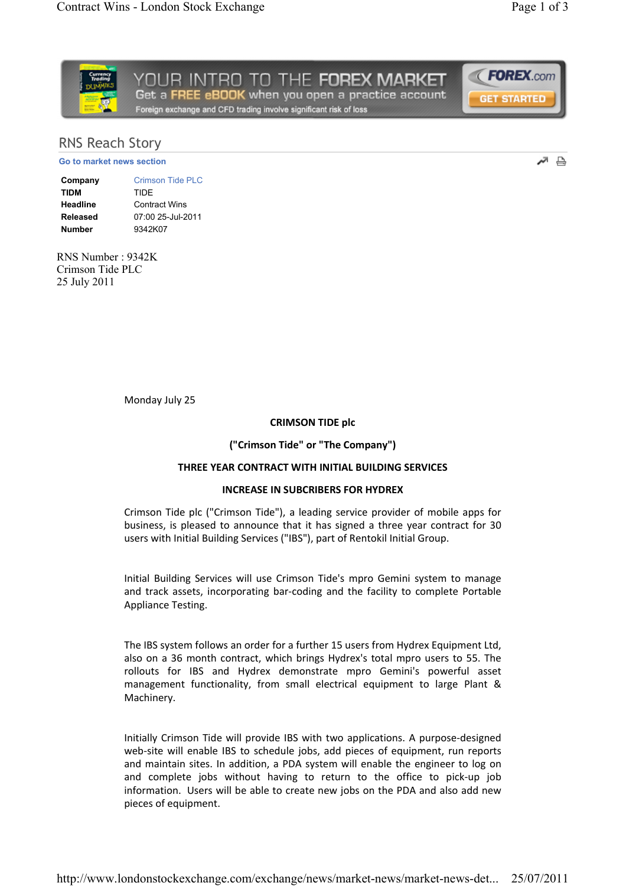## RNS Reach Story

Go to market news section

| | |
|---|---|
| **Company** | Crimson Tide PLC |
| **TIDM** | TIDE |
| **Headline** | Contract Wins |
| **Released** | 07:00 25-Jul-2011 |
| **Number** | 9342K07 |

RNS Number : 9342K
Crimson Tide PLC
25 July 2011

Monday July 25

**CRIMSON TIDE plc**

**("Crimson Tide" or "The Company")**

**THREE YEAR CONTRACT WITH INITIAL BUILDING SERVICES**

**INCREASE IN SUBCRIBERS FOR HYDREX**

Crimson Tide plc ("Crimson Tide"), a leading service provider of mobile apps for business, is pleased to announce that it has signed a three year contract for 30 users with Initial Building Services ("IBS"), part of Rentokil Initial Group.

Initial Building Services will use Crimson Tide's mpro Gemini system to manage and track assets, incorporating bar-coding and the facility to complete Portable Appliance Testing.

The IBS system follows an order for a further 15 users from Hydrex Equipment Ltd, also on a 36 month contract, which brings Hydrex's total mpro users to 55. The rollouts for IBS and Hydrex demonstrate mpro Gemini's powerful asset management functionality, from small electrical equipment to large Plant & Machinery.

Initially Crimson Tide will provide IBS with two applications. A purpose-designed web-site will enable IBS to schedule jobs, add pieces of equipment, run reports and maintain sites. In addition, a PDA system will enable the engineer to log on and complete jobs without having to return to the office to pick-up job information. Users will be able to create new jobs on the PDA and also add new pieces of equipment.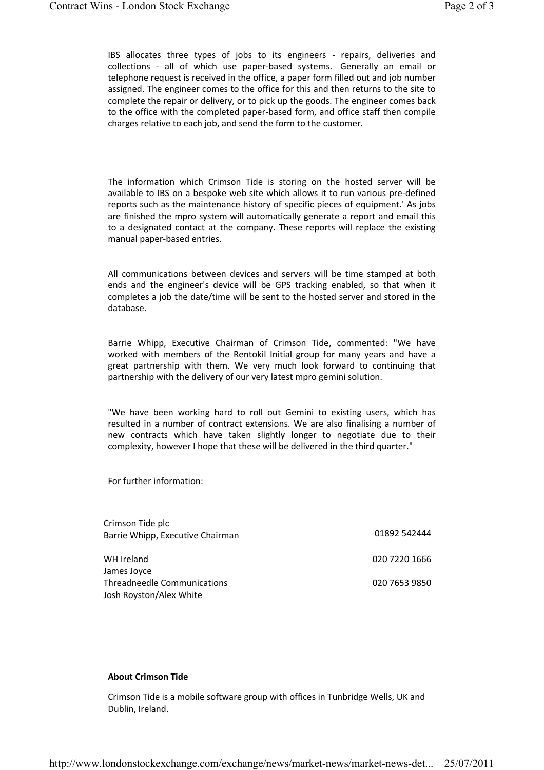IBS allocates three types of jobs to its engineers - repairs, deliveries and collections - all of which use paper-based systems. Generally an email or telephone request is received in the office, a paper form filled out and job number assigned. The engineer comes to the office for this and then returns to the site to complete the repair or delivery, or to pick up the goods. The engineer comes back to the office with the completed paper-based form, and office staff then compile charges relative to each job, and send the form to the customer.

The information which Crimson Tide is storing on the hosted server will be available to IBS on a bespoke web site which allows it to run various pre-defined reports such as the maintenance history of specific pieces of equipment.' As jobs are finished the mpro system will automatically generate a report and email this to a designated contact at the company. These reports will replace the existing manual paper-based entries.

All communications between devices and servers will be time stamped at both ends and the engineer's device will be GPS tracking enabled, so that when it completes a job the date/time will be sent to the hosted server and stored in the database.

Barrie Whipp, Executive Chairman of Crimson Tide, commented: "We have worked with members of the Rentokil Initial group for many years and have a great partnership with them. We very much look forward to continuing that partnership with the delivery of our very latest mpro gemini solution.

"We have been working hard to roll out Gemini to existing users, which has resulted in a number of contract extensions. We are also finalising a number of new contracts which have taken slightly longer to negotiate due to their complexity, however I hope that these will be delivered in the third quarter."

For further information:

| | |
|---|---|
| Crimson Tide plc<br>Barrie Whipp, Executive Chairman | 01892 542444 |
| WH Ireland<br>James Joyce | 020 7220 1666 |
| Threadneedle Communications<br>Josh Royston/Alex White | 020 7653 9850 |

**About Crimson Tide**

Crimson Tide is a mobile software group with offices in Tunbridge Wells, UK and Dublin, Ireland.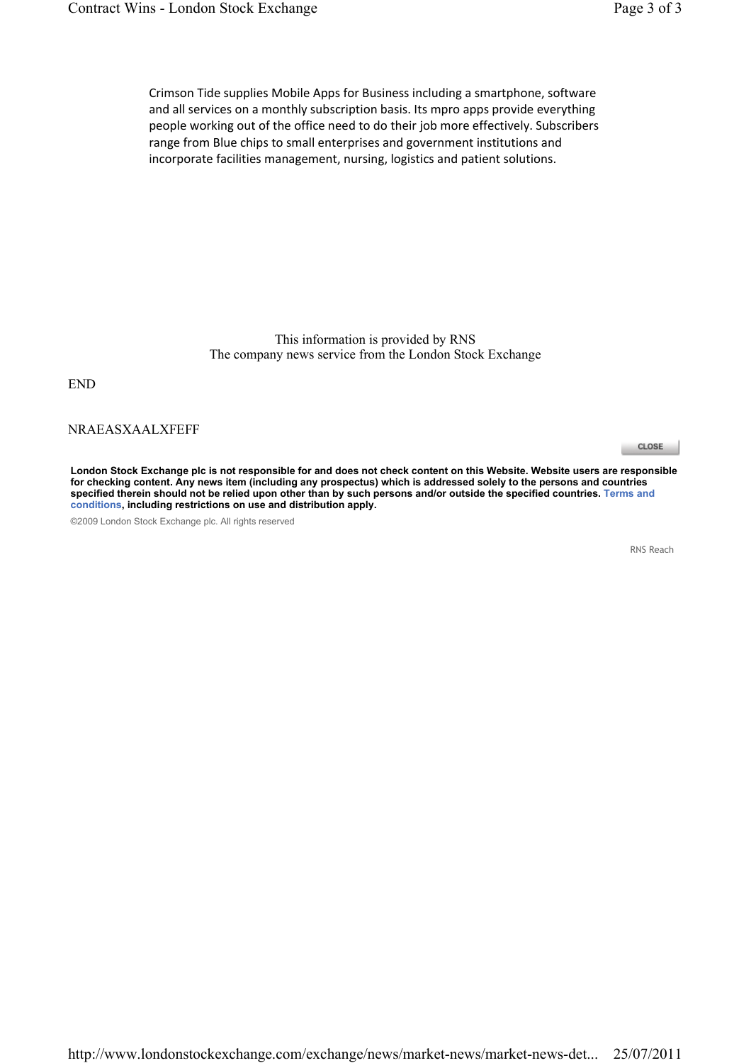Crimson Tide supplies Mobile Apps for Business including a smartphone, software and all services on a monthly subscription basis. Its mpro apps provide everything people working out of the office need to do their job more effectively. Subscribers range from Blue chips to small enterprises and government institutions and incorporate facilities management, nursing, logistics and patient solutions.

This information is provided by RNS
The company news service from the London Stock Exchange

END

NRAEASXAALXFEFF

CLOSE

**London Stock Exchange plc is not responsible for and does not check content on this Website. Website users are responsible for checking content. Any news item (including any prospectus) which is addressed solely to the persons and countries specified therein should not be relied upon other than by such persons and/or outside the specified countries. Terms and conditions, including restrictions on use and distribution apply.**

©2009 London Stock Exchange plc. All rights reserved

RNS Reach